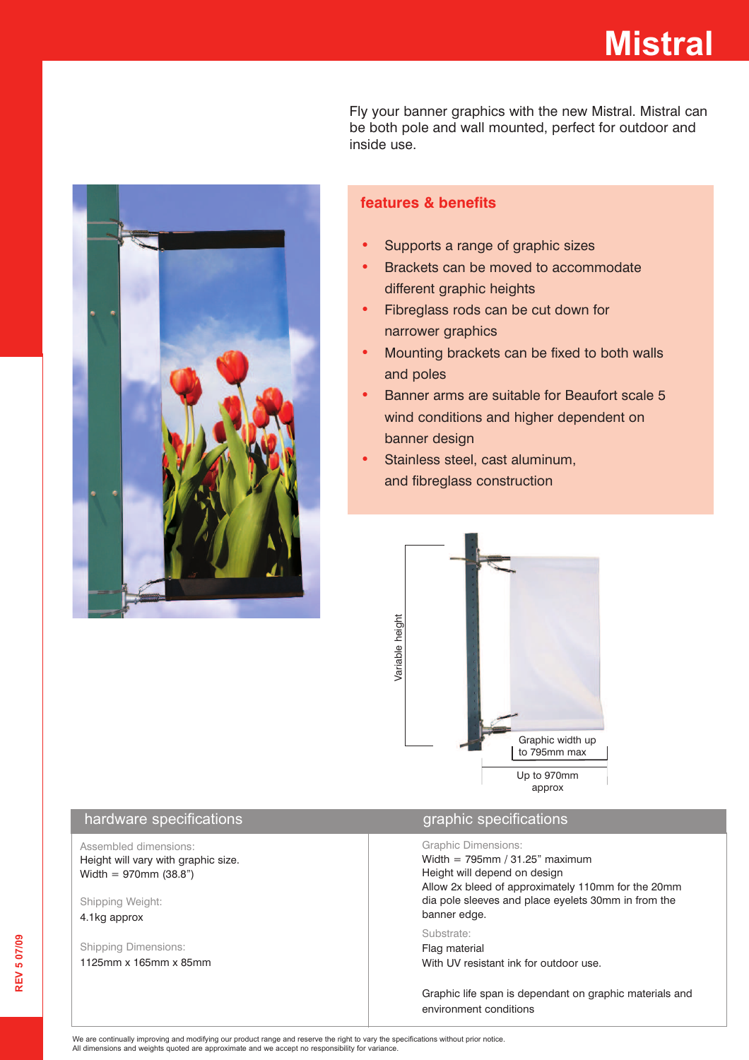# Mistral

Fly your banner graphics with the new Mistral. Mistral can be both pole and wall mounted, perfect for outdoor and inside use.

## features & benefits

- Supports a range of graphic sizes
- Brackets can be moved to accommodate different graphic heights
- Fibreglass rods can be cut down for narrower graphics
- Mounting brackets can be fixed to both walls and poles
- Banner arms are suitable for Beaufort scale 5 wind conditions and higher dependent on banner design
- Stainless steel, cast aluminum, and fibreglass construction

Variable height

Graphic width up to 795mm max

Up to 970mm approx

## hardware specifications

Assembled dimensions:
Height will vary with graphic size.
Width = 970mm (38.8")

Shipping Weight:
4.1kg approx

Shipping Dimensions:
1125mm x 165mm x 85mm

## graphic specifications

Graphic Dimensions:
Width = 795mm / 31.25" maximum
Height will depend on design
Allow 2x bleed of approximately 110mm for the 20mm dia pole sleeves and place eyelets 30mm in from the banner edge.

Substrate:
Flag material
With UV resistant ink for outdoor use.

Graphic life span is dependant on graphic materials and environment conditions

We are continually improving and modifying our product range and reserve the right to vary the specifications without prior notice.
All dimensions and weights quoted are approximate and we accept no responsibility for variance.

REV 5 07/09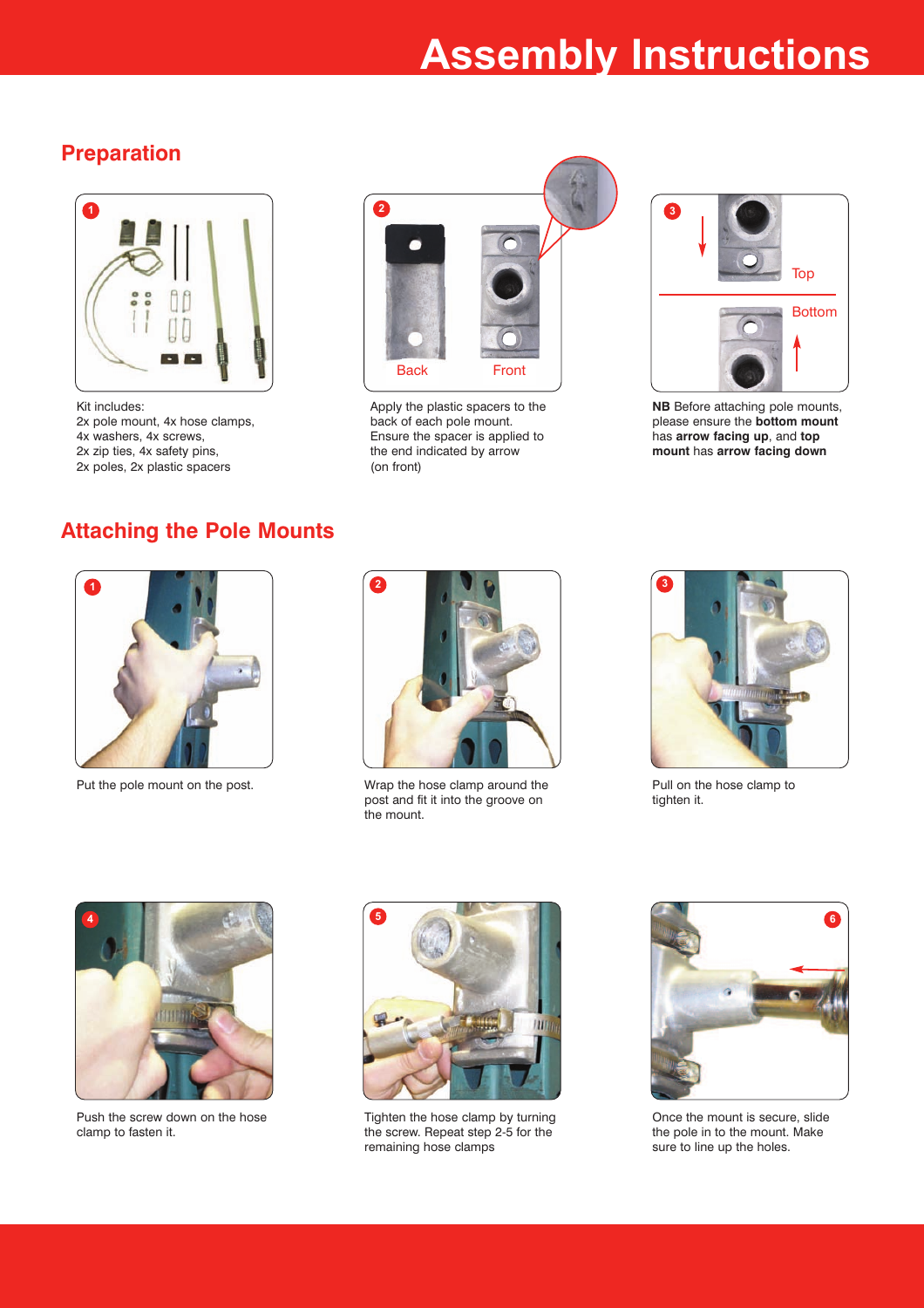# Assembly Instructions

## Preparation

1

Kit includes:
2x pole mount, 4x hose clamps,
4x washers, 4x screws,
2x zip ties, 4x safety pins,
2x poles, 2x plastic spacers

2

Back | Front

Apply the plastic spacers to the back of each pole mount. Ensure the spacer is applied to the end indicated by arrow (on front)

3

Top | Bottom

**NB** Before attaching pole mounts, please ensure the **bottom mount** has **arrow facing up**, and **top mount** has **arrow facing down**

## Attaching the Pole Mounts

1

Put the pole mount on the post.

2

Wrap the hose clamp around the post and fit it into the groove on the mount.

3

Pull on the hose clamp to tighten it.

4

Push the screw down on the hose clamp to fasten it.

5

Tighten the hose clamp by turning the screw. Repeat step 2-5 for the remaining hose clamps

6

Once the mount is secure, slide the pole in to the mount. Make sure to line up the holes.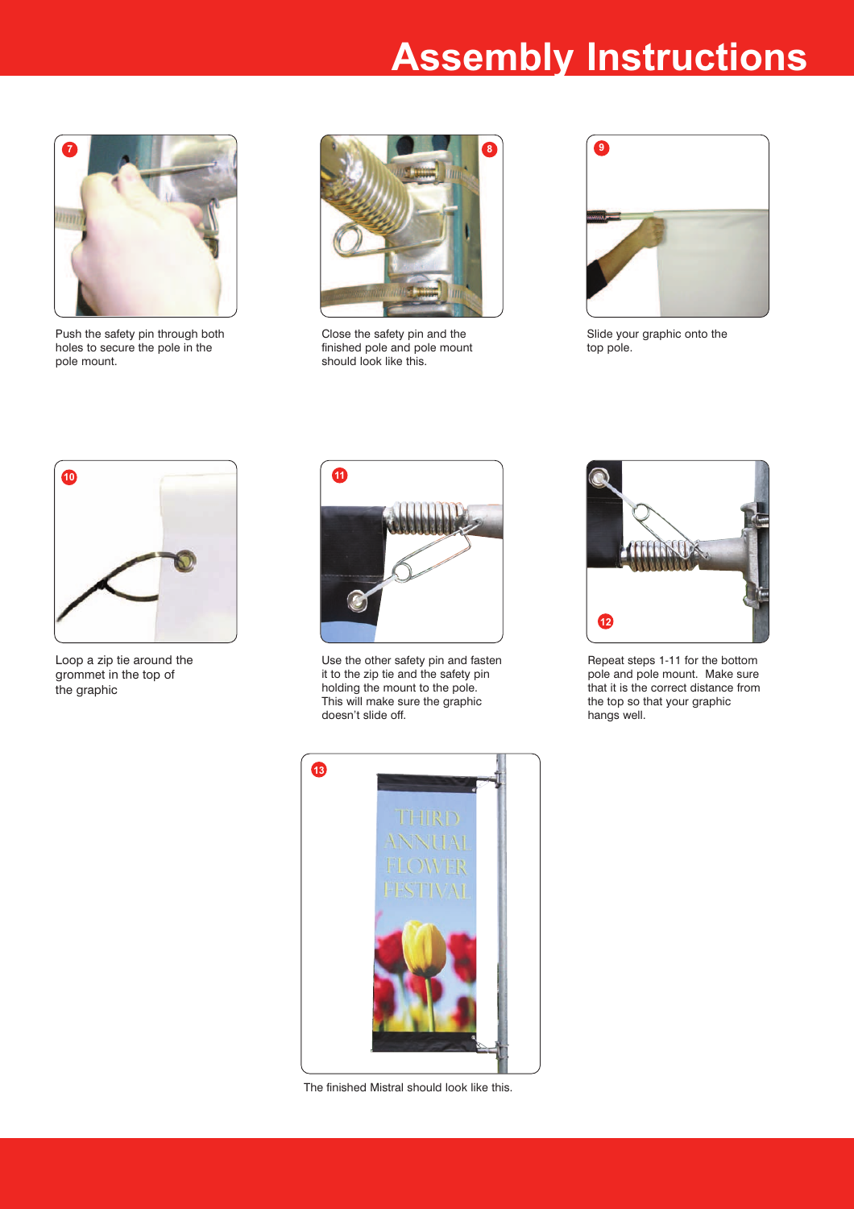# Assembly Instructions

7

Push the safety pin through both holes to secure the pole in the pole mount.

8

Close the safety pin and the finished pole and pole mount should look like this.

9

Slide your graphic onto the top pole.

10

Loop a zip tie around the grommet in the top of the graphic

11

Use the other safety pin and fasten it to the zip tie and the safety pin holding the mount to the pole. This will make sure the graphic doesn't slide off.

12

Repeat steps 1-11 for the bottom pole and pole mount. Make sure that it is the correct distance from the top so that your graphic hangs well.

13

The finished Mistral should look like this.